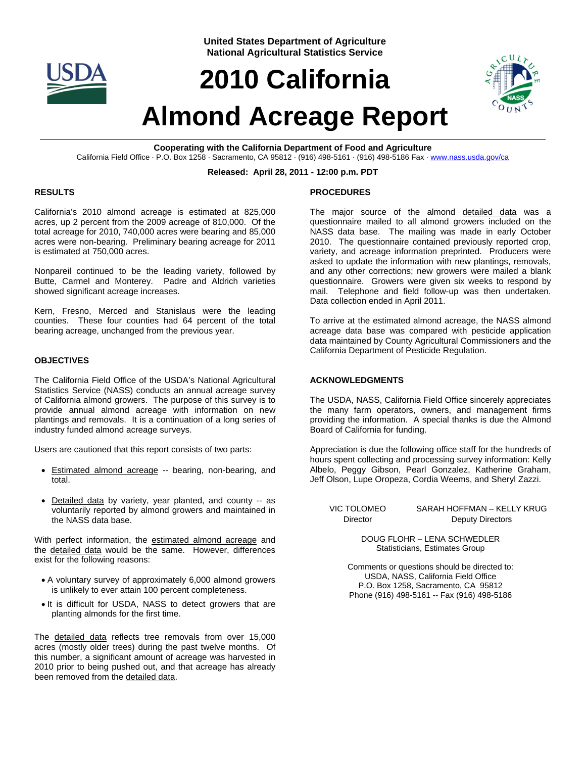United States Department of Agriculture
National Agricultural Statistics Service

# 2010 California Almond Acreage Report

**Cooperating with the California Department of Food and Agriculture**
California Field Office · P.O. Box 1258 · Sacramento, CA 95812 · (916) 498-5161 · (916) 498-5186 Fax · www.nass.usda.gov/ca

**Released: April 28, 2011 - 12:00 p.m. PDT**

## RESULTS

California's 2010 almond acreage is estimated at 825,000 acres, up 2 percent from the 2009 acreage of 810,000. Of the total acreage for 2010, 740,000 acres were bearing and 85,000 acres were non-bearing. Preliminary bearing acreage for 2011 is estimated at 750,000 acres.

Nonpareil continued to be the leading variety, followed by Butte, Carmel and Monterey. Padre and Aldrich varieties showed significant acreage increases.

Kern, Fresno, Merced and Stanislaus were the leading counties. These four counties had 64 percent of the total bearing acreage, unchanged from the previous year.

## OBJECTIVES

The California Field Office of the USDA's National Agricultural Statistics Service (NASS) conducts an annual acreage survey of California almond growers. The purpose of this survey is to provide annual almond acreage with information on new plantings and removals. It is a continuation of a long series of industry funded almond acreage surveys.

Users are cautioned that this report consists of two parts:

- Estimated almond acreage -- bearing, non-bearing, and total.
- Detailed data by variety, year planted, and county -- as voluntarily reported by almond growers and maintained in the NASS data base.

With perfect information, the estimated almond acreage and the detailed data would be the same. However, differences exist for the following reasons:

- A voluntary survey of approximately 6,000 almond growers is unlikely to ever attain 100 percent completeness.
- It is difficult for USDA, NASS to detect growers that are planting almonds for the first time.

The detailed data reflects tree removals from over 15,000 acres (mostly older trees) during the past twelve months. Of this number, a significant amount of acreage was harvested in 2010 prior to being pushed out, and that acreage has already been removed from the detailed data.

## PROCEDURES

The major source of the almond detailed data was a questionnaire mailed to all almond growers included on the NASS data base. The mailing was made in early October 2010. The questionnaire contained previously reported crop, variety, and acreage information preprinted. Producers were asked to update the information with new plantings, removals, and any other corrections; new growers were mailed a blank questionnaire. Growers were given six weeks to respond by mail. Telephone and field follow-up was then undertaken. Data collection ended in April 2011.

To arrive at the estimated almond acreage, the NASS almond acreage data base was compared with pesticide application data maintained by County Agricultural Commissioners and the California Department of Pesticide Regulation.

## ACKNOWLEDGMENTS

The USDA, NASS, California Field Office sincerely appreciates the many farm operators, owners, and management firms providing the information. A special thanks is due the Almond Board of California for funding.

Appreciation is due the following office staff for the hundreds of hours spent collecting and processing survey information: Kelly Albelo, Peggy Gibson, Pearl Gonzalez, Katherine Graham, Jeff Olson, Lupe Oropeza, Cordia Weems, and Sheryl Zazzi.

VIC TOLOMEO
Director

SARAH HOFFMAN – KELLY KRUG
Deputy Directors

DOUG FLOHR – LENA SCHWEDLER
Statisticians, Estimates Group

Comments or questions should be directed to:
USDA, NASS, California Field Office
P.O. Box 1258, Sacramento, CA 95812
Phone (916) 498-5161 -- Fax (916) 498-5186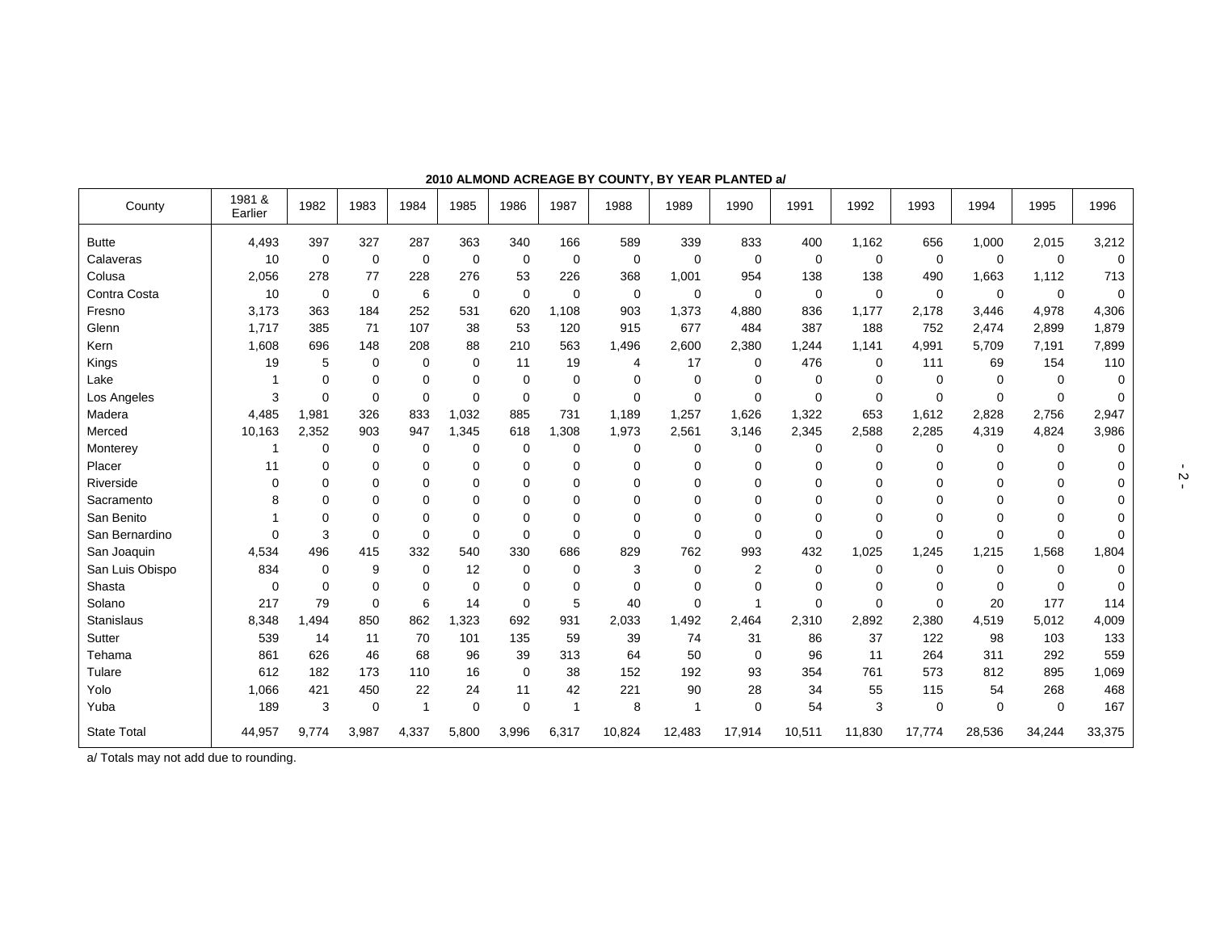**2010 ALMOND ACREAGE BY COUNTY, BY YEAR PLANTED a/**

| County | 1981 & Earlier | 1982 | 1983 | 1984 | 1985 | 1986 | 1987 | 1988 | 1989 | 1990 | 1991 | 1992 | 1993 | 1994 | 1995 | 1996 |
|---|---|---|---|---|---|---|---|---|---|---|---|---|---|---|---|---|
| Butte | 4,493 | 397 | 327 | 287 | 363 | 340 | 166 | 589 | 339 | 833 | 400 | 1,162 | 656 | 1,000 | 2,015 | 3,212 |
| Calaveras | 10 | 0 | 0 | 0 | 0 | 0 | 0 | 0 | 0 | 0 | 0 | 0 | 0 | 0 | 0 | 0 |
| Colusa | 2,056 | 278 | 77 | 228 | 276 | 53 | 226 | 368 | 1,001 | 954 | 138 | 138 | 490 | 1,663 | 1,112 | 713 |
| Contra Costa | 10 | 0 | 0 | 6 | 0 | 0 | 0 | 0 | 0 | 0 | 0 | 0 | 0 | 0 | 0 | 0 |
| Fresno | 3,173 | 363 | 184 | 252 | 531 | 620 | 1,108 | 903 | 1,373 | 4,880 | 836 | 1,177 | 2,178 | 3,446 | 4,978 | 4,306 |
| Glenn | 1,717 | 385 | 71 | 107 | 38 | 53 | 120 | 915 | 677 | 484 | 387 | 188 | 752 | 2,474 | 2,899 | 1,879 |
| Kern | 1,608 | 696 | 148 | 208 | 88 | 210 | 563 | 1,496 | 2,600 | 2,380 | 1,244 | 1,141 | 4,991 | 5,709 | 7,191 | 7,899 |
| Kings | 19 | 5 | 0 | 0 | 0 | 11 | 19 | 4 | 17 | 0 | 476 | 0 | 111 | 69 | 154 | 110 |
| Lake | 1 | 0 | 0 | 0 | 0 | 0 | 0 | 0 | 0 | 0 | 0 | 0 | 0 | 0 | 0 | 0 |
| Los Angeles | 3 | 0 | 0 | 0 | 0 | 0 | 0 | 0 | 0 | 0 | 0 | 0 | 0 | 0 | 0 | 0 |
| Madera | 4,485 | 1,981 | 326 | 833 | 1,032 | 885 | 731 | 1,189 | 1,257 | 1,626 | 1,322 | 653 | 1,612 | 2,828 | 2,756 | 2,947 |
| Merced | 10,163 | 2,352 | 903 | 947 | 1,345 | 618 | 1,308 | 1,973 | 2,561 | 3,146 | 2,345 | 2,588 | 2,285 | 4,319 | 4,824 | 3,986 |
| Monterey | 1 | 0 | 0 | 0 | 0 | 0 | 0 | 0 | 0 | 0 | 0 | 0 | 0 | 0 | 0 | 0 |
| Placer | 11 | 0 | 0 | 0 | 0 | 0 | 0 | 0 | 0 | 0 | 0 | 0 | 0 | 0 | 0 | 0 |
| Riverside | 0 | 0 | 0 | 0 | 0 | 0 | 0 | 0 | 0 | 0 | 0 | 0 | 0 | 0 | 0 | 0 |
| Sacramento | 8 | 0 | 0 | 0 | 0 | 0 | 0 | 0 | 0 | 0 | 0 | 0 | 0 | 0 | 0 | 0 |
| San Benito | 1 | 0 | 0 | 0 | 0 | 0 | 0 | 0 | 0 | 0 | 0 | 0 | 0 | 0 | 0 | 0 |
| San Bernardino | 0 | 3 | 0 | 0 | 0 | 0 | 0 | 0 | 0 | 0 | 0 | 0 | 0 | 0 | 0 | 0 |
| San Joaquin | 4,534 | 496 | 415 | 332 | 540 | 330 | 686 | 829 | 762 | 993 | 432 | 1,025 | 1,245 | 1,215 | 1,568 | 1,804 |
| San Luis Obispo | 834 | 0 | 9 | 0 | 12 | 0 | 0 | 3 | 0 | 2 | 0 | 0 | 0 | 0 | 0 | 0 |
| Shasta | 0 | 0 | 0 | 0 | 0 | 0 | 0 | 0 | 0 | 0 | 0 | 0 | 0 | 0 | 0 | 0 |
| Solano | 217 | 79 | 0 | 6 | 14 | 0 | 5 | 40 | 0 | 1 | 0 | 0 | 0 | 20 | 177 | 114 |
| Stanislaus | 8,348 | 1,494 | 850 | 862 | 1,323 | 692 | 931 | 2,033 | 1,492 | 2,464 | 2,310 | 2,892 | 2,380 | 4,519 | 5,012 | 4,009 |
| Sutter | 539 | 14 | 11 | 70 | 101 | 135 | 59 | 39 | 74 | 31 | 86 | 37 | 122 | 98 | 103 | 133 |
| Tehama | 861 | 626 | 46 | 68 | 96 | 39 | 313 | 64 | 50 | 0 | 96 | 11 | 264 | 311 | 292 | 559 |
| Tulare | 612 | 182 | 173 | 110 | 16 | 0 | 38 | 152 | 192 | 93 | 354 | 761 | 573 | 812 | 895 | 1,069 |
| Yolo | 1,066 | 421 | 450 | 22 | 24 | 11 | 42 | 221 | 90 | 28 | 34 | 55 | 115 | 54 | 268 | 468 |
| Yuba | 189 | 3 | 0 | 1 | 0 | 0 | 1 | 8 | 1 | 0 | 54 | 3 | 0 | 0 | 0 | 167 |
| State Total | 44,957 | 9,774 | 3,987 | 4,337 | 5,800 | 3,996 | 6,317 | 10,824 | 12,483 | 17,914 | 10,511 | 11,830 | 17,774 | 28,536 | 34,244 | 33,375 |

a/ Totals may not add due to rounding.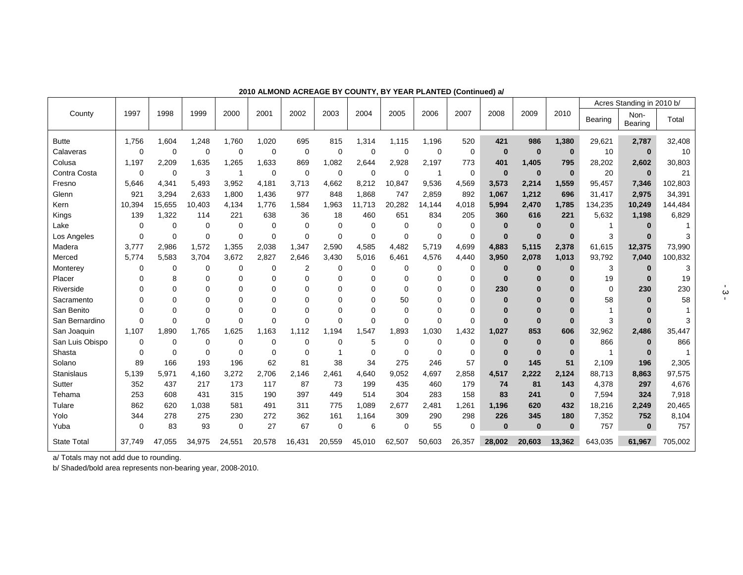**2010 ALMOND ACREAGE BY COUNTY, BY YEAR PLANTED (Continued) a/**

| County | 1997 | 1998 | 1999 | 2000 | 2001 | 2002 | 2003 | 2004 | 2005 | 2006 | 2007 | 2008 | 2009 | 2010 | Acres Standing in 2010 b/ | | |
|---|---|---|---|---|---|---|---|---|---|---|---|---|---|---|---|---|---|
| | | | | | | | | | | | | | | | Bearing | Non-Bearing | Total |
| Butte | 1,756 | 1,604 | 1,248 | 1,760 | 1,020 | 695 | 815 | 1,314 | 1,115 | 1,196 | 520 | **421** | **986** | **1,380** | 29,621 | **2,787** | 32,408 |
| Calaveras | 0 | 0 | 0 | 0 | 0 | 0 | 0 | 0 | 0 | 0 | 0 | **0** | **0** | **0** | 10 | **0** | 10 |
| Colusa | 1,197 | 2,209 | 1,635 | 1,265 | 1,633 | 869 | 1,082 | 2,644 | 2,928 | 2,197 | 773 | **401** | **1,405** | **795** | 28,202 | **2,602** | 30,803 |
| Contra Costa | 0 | 0 | 3 | 1 | 0 | 0 | 0 | 0 | 0 | 1 | 0 | **0** | **0** | **0** | 20 | **0** | 21 |
| Fresno | 5,646 | 4,341 | 5,493 | 3,952 | 4,181 | 3,713 | 4,662 | 8,212 | 10,847 | 9,536 | 4,569 | **3,573** | **2,214** | **1,559** | 95,457 | **7,346** | 102,803 |
| Glenn | 921 | 3,294 | 2,633 | 1,800 | 1,436 | 977 | 848 | 1,868 | 747 | 2,859 | 892 | **1,067** | **1,212** | **696** | 31,417 | **2,975** | 34,391 |
| Kern | 10,394 | 15,655 | 10,403 | 4,134 | 1,776 | 1,584 | 1,963 | 11,713 | 20,282 | 14,144 | 4,018 | **5,994** | **2,470** | **1,785** | 134,235 | **10,249** | 144,484 |
| Kings | 139 | 1,322 | 114 | 221 | 638 | 36 | 18 | 460 | 651 | 834 | 205 | **360** | **616** | **221** | 5,632 | **1,198** | 6,829 |
| Lake | 0 | 0 | 0 | 0 | 0 | 0 | 0 | 0 | 0 | 0 | 0 | **0** | **0** | **0** | 1 | **0** | 1 |
| Los Angeles | 0 | 0 | 0 | 0 | 0 | 0 | 0 | 0 | 0 | 0 | 0 | **0** | **0** | **0** | 3 | **0** | 3 |
| Madera | 3,777 | 2,986 | 1,572 | 1,355 | 2,038 | 1,347 | 2,590 | 4,585 | 4,482 | 5,719 | 4,699 | **4,883** | **5,115** | **2,378** | 61,615 | **12,375** | 73,990 |
| Merced | 5,774 | 5,583 | 3,704 | 3,672 | 2,827 | 2,646 | 3,430 | 5,016 | 6,461 | 4,576 | 4,440 | **3,950** | **2,078** | **1,013** | 93,792 | **7,040** | 100,832 |
| Monterey | 0 | 0 | 0 | 0 | 0 | 2 | 0 | 0 | 0 | 0 | 0 | **0** | **0** | **0** | 3 | **0** | 3 |
| Placer | 0 | 8 | 0 | 0 | 0 | 0 | 0 | 0 | 0 | 0 | 0 | **0** | **0** | **0** | 19 | **0** | 19 |
| Riverside | 0 | 0 | 0 | 0 | 0 | 0 | 0 | 0 | 0 | 0 | 0 | **230** | **0** | **0** | 0 | **230** | 230 |
| Sacramento | 0 | 0 | 0 | 0 | 0 | 0 | 0 | 0 | 50 | 0 | 0 | **0** | **0** | **0** | 58 | **0** | 58 |
| San Benito | 0 | 0 | 0 | 0 | 0 | 0 | 0 | 0 | 0 | 0 | 0 | **0** | **0** | **0** | 1 | **0** | 1 |
| San Bernardino | 0 | 0 | 0 | 0 | 0 | 0 | 0 | 0 | 0 | 0 | 0 | **0** | **0** | **0** | 3 | **0** | 3 |
| San Joaquin | 1,107 | 1,890 | 1,765 | 1,625 | 1,163 | 1,112 | 1,194 | 1,547 | 1,893 | 1,030 | 1,432 | **1,027** | **853** | **606** | 32,962 | **2,486** | 35,447 |
| San Luis Obispo | 0 | 0 | 0 | 0 | 0 | 0 | 0 | 5 | 0 | 0 | 0 | **0** | **0** | **0** | 866 | **0** | 866 |
| Shasta | 0 | 0 | 0 | 0 | 0 | 0 | 1 | 0 | 0 | 0 | 0 | **0** | **0** | **0** | 1 | **0** | 1 |
| Solano | 89 | 166 | 193 | 196 | 62 | 81 | 38 | 34 | 275 | 246 | 57 | **0** | **145** | **51** | 2,109 | **196** | 2,305 |
| Stanislaus | 5,139 | 5,971 | 4,160 | 3,272 | 2,706 | 2,146 | 2,461 | 4,640 | 9,052 | 4,697 | 2,858 | **4,517** | **2,222** | **2,124** | 88,713 | **8,863** | 97,575 |
| Sutter | 352 | 437 | 217 | 173 | 117 | 87 | 73 | 199 | 435 | 460 | 179 | **74** | **81** | **143** | 4,378 | **297** | 4,676 |
| Tehama | 253 | 608 | 431 | 315 | 190 | 397 | 449 | 514 | 304 | 283 | 158 | **83** | **241** | **0** | 7,594 | **324** | 7,918 |
| Tulare | 862 | 620 | 1,038 | 581 | 491 | 311 | 775 | 1,089 | 2,677 | 2,481 | 1,261 | **1,196** | **620** | **432** | 18,216 | **2,249** | 20,465 |
| Yolo | 344 | 278 | 275 | 230 | 272 | 362 | 161 | 1,164 | 309 | 290 | 298 | **226** | **345** | **180** | 7,352 | **752** | 8,104 |
| Yuba | 0 | 83 | 93 | 0 | 27 | 67 | 0 | 6 | 0 | 55 | 0 | **0** | **0** | **0** | 757 | **0** | 757 |
| State Total | 37,749 | 47,055 | 34,975 | 24,551 | 20,578 | 16,431 | 20,559 | 45,010 | 62,507 | 50,603 | 26,357 | **28,002** | **20,603** | **13,362** | 643,035 | **61,967** | 705,002 |

a/ Totals may not add due to rounding.

b/ Shaded/bold area represents non-bearing year, 2008-2010.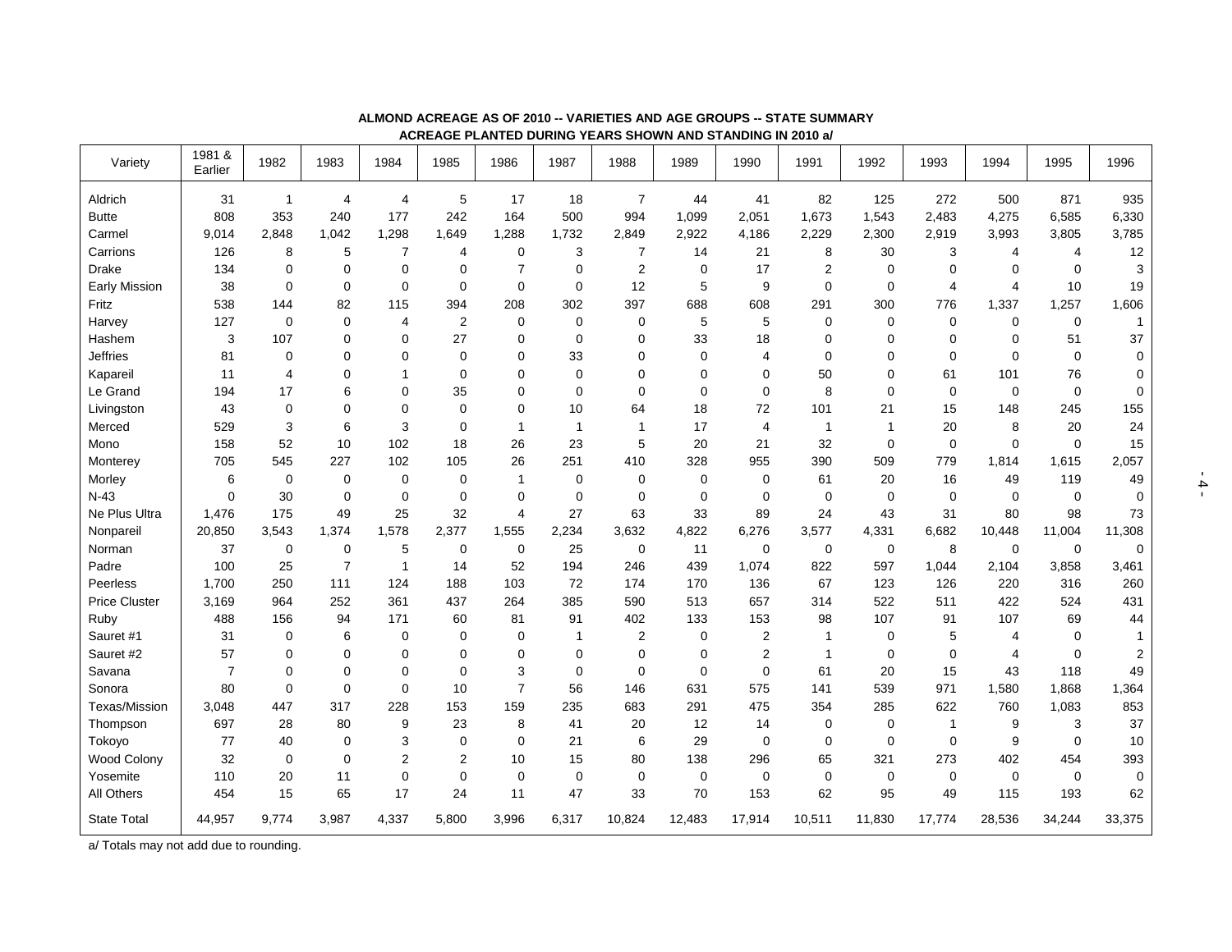**ALMOND ACREAGE AS OF 2010 -- VARIETIES AND AGE GROUPS -- STATE SUMMARY**
**ACREAGE PLANTED DURING YEARS SHOWN AND STANDING IN 2010 a/**

| Variety | 1981 & Earlier | 1982 | 1983 | 1984 | 1985 | 1986 | 1987 | 1988 | 1989 | 1990 | 1991 | 1992 | 1993 | 1994 | 1995 | 1996 |
|---|---|---|---|---|---|---|---|---|---|---|---|---|---|---|---|---|
| Aldrich | 31 | 1 | 4 | 4 | 5 | 17 | 18 | 7 | 44 | 41 | 82 | 125 | 272 | 500 | 871 | 935 |
| Butte | 808 | 353 | 240 | 177 | 242 | 164 | 500 | 994 | 1,099 | 2,051 | 1,673 | 1,543 | 2,483 | 4,275 | 6,585 | 6,330 |
| Carmel | 9,014 | 2,848 | 1,042 | 1,298 | 1,649 | 1,288 | 1,732 | 2,849 | 2,922 | 4,186 | 2,229 | 2,300 | 2,919 | 3,993 | 3,805 | 3,785 |
| Carrions | 126 | 8 | 5 | 7 | 4 | 0 | 3 | 7 | 14 | 21 | 8 | 30 | 3 | 4 | 4 | 12 |
| Drake | 134 | 0 | 0 | 0 | 0 | 7 | 0 | 2 | 0 | 17 | 2 | 0 | 0 | 0 | 0 | 3 |
| Early Mission | 38 | 0 | 0 | 0 | 0 | 0 | 0 | 12 | 5 | 9 | 0 | 0 | 4 | 4 | 10 | 19 |
| Fritz | 538 | 144 | 82 | 115 | 394 | 208 | 302 | 397 | 688 | 608 | 291 | 300 | 776 | 1,337 | 1,257 | 1,606 |
| Harvey | 127 | 0 | 0 | 4 | 2 | 0 | 0 | 0 | 5 | 5 | 0 | 0 | 0 | 0 | 0 | 1 |
| Hashem | 3 | 107 | 0 | 0 | 27 | 0 | 0 | 0 | 33 | 18 | 0 | 0 | 0 | 0 | 51 | 37 |
| Jeffries | 81 | 0 | 0 | 0 | 0 | 0 | 33 | 0 | 0 | 4 | 0 | 0 | 0 | 0 | 0 | 0 |
| Kapareil | 11 | 4 | 0 | 1 | 0 | 0 | 0 | 0 | 0 | 0 | 50 | 0 | 61 | 101 | 76 | 0 |
| Le Grand | 194 | 17 | 6 | 0 | 35 | 0 | 0 | 0 | 0 | 0 | 8 | 0 | 0 | 0 | 0 | 0 |
| Livingston | 43 | 0 | 0 | 0 | 0 | 0 | 10 | 64 | 18 | 72 | 101 | 21 | 15 | 148 | 245 | 155 |
| Merced | 529 | 3 | 6 | 3 | 0 | 1 | 1 | 1 | 17 | 4 | 1 | 1 | 20 | 8 | 20 | 24 |
| Mono | 158 | 52 | 10 | 102 | 18 | 26 | 23 | 5 | 20 | 21 | 32 | 0 | 0 | 0 | 0 | 15 |
| Monterey | 705 | 545 | 227 | 102 | 105 | 26 | 251 | 410 | 328 | 955 | 390 | 509 | 779 | 1,814 | 1,615 | 2,057 |
| Morley | 6 | 0 | 0 | 0 | 0 | 1 | 0 | 0 | 0 | 0 | 61 | 20 | 16 | 49 | 119 | 49 |
| N-43 | 0 | 30 | 0 | 0 | 0 | 0 | 0 | 0 | 0 | 0 | 0 | 0 | 0 | 0 | 0 | 0 |
| Ne Plus Ultra | 1,476 | 175 | 49 | 25 | 32 | 4 | 27 | 63 | 33 | 89 | 24 | 43 | 31 | 80 | 98 | 73 |
| Nonpareil | 20,850 | 3,543 | 1,374 | 1,578 | 2,377 | 1,555 | 2,234 | 3,632 | 4,822 | 6,276 | 3,577 | 4,331 | 6,682 | 10,448 | 11,004 | 11,308 |
| Norman | 37 | 0 | 0 | 5 | 0 | 0 | 25 | 0 | 11 | 0 | 0 | 0 | 8 | 0 | 0 | 0 |
| Padre | 100 | 25 | 7 | 1 | 14 | 52 | 194 | 246 | 439 | 1,074 | 822 | 597 | 1,044 | 2,104 | 3,858 | 3,461 |
| Peerless | 1,700 | 250 | 111 | 124 | 188 | 103 | 72 | 174 | 170 | 136 | 67 | 123 | 126 | 220 | 316 | 260 |
| Price Cluster | 3,169 | 964 | 252 | 361 | 437 | 264 | 385 | 590 | 513 | 657 | 314 | 522 | 511 | 422 | 524 | 431 |
| Ruby | 488 | 156 | 94 | 171 | 60 | 81 | 91 | 402 | 133 | 153 | 98 | 107 | 91 | 107 | 69 | 44 |
| Sauret #1 | 31 | 0 | 6 | 0 | 0 | 0 | 1 | 2 | 0 | 2 | 1 | 0 | 5 | 4 | 0 | 1 |
| Sauret #2 | 57 | 0 | 0 | 0 | 0 | 0 | 0 | 0 | 0 | 2 | 1 | 0 | 0 | 4 | 0 | 2 |
| Savana | 7 | 0 | 0 | 0 | 0 | 3 | 0 | 0 | 0 | 0 | 61 | 20 | 15 | 43 | 118 | 49 |
| Sonora | 80 | 0 | 0 | 0 | 10 | 7 | 56 | 146 | 631 | 575 | 141 | 539 | 971 | 1,580 | 1,868 | 1,364 |
| Texas/Mission | 3,048 | 447 | 317 | 228 | 153 | 159 | 235 | 683 | 291 | 475 | 354 | 285 | 622 | 760 | 1,083 | 853 |
| Thompson | 697 | 28 | 80 | 9 | 23 | 8 | 41 | 20 | 12 | 14 | 0 | 0 | 1 | 9 | 3 | 37 |
| Tokoyo | 77 | 40 | 0 | 3 | 0 | 0 | 21 | 6 | 29 | 0 | 0 | 0 | 0 | 9 | 0 | 10 |
| Wood Colony | 32 | 0 | 0 | 2 | 2 | 10 | 15 | 80 | 138 | 296 | 65 | 321 | 273 | 402 | 454 | 393 |
| Yosemite | 110 | 20 | 11 | 0 | 0 | 0 | 0 | 0 | 0 | 0 | 0 | 0 | 0 | 0 | 0 | 0 |
| All Others | 454 | 15 | 65 | 17 | 24 | 11 | 47 | 33 | 70 | 153 | 62 | 95 | 49 | 115 | 193 | 62 |
| State Total | 44,957 | 9,774 | 3,987 | 4,337 | 5,800 | 3,996 | 6,317 | 10,824 | 12,483 | 17,914 | 10,511 | 11,830 | 17,774 | 28,536 | 34,244 | 33,375 |

a/ Totals may not add due to rounding.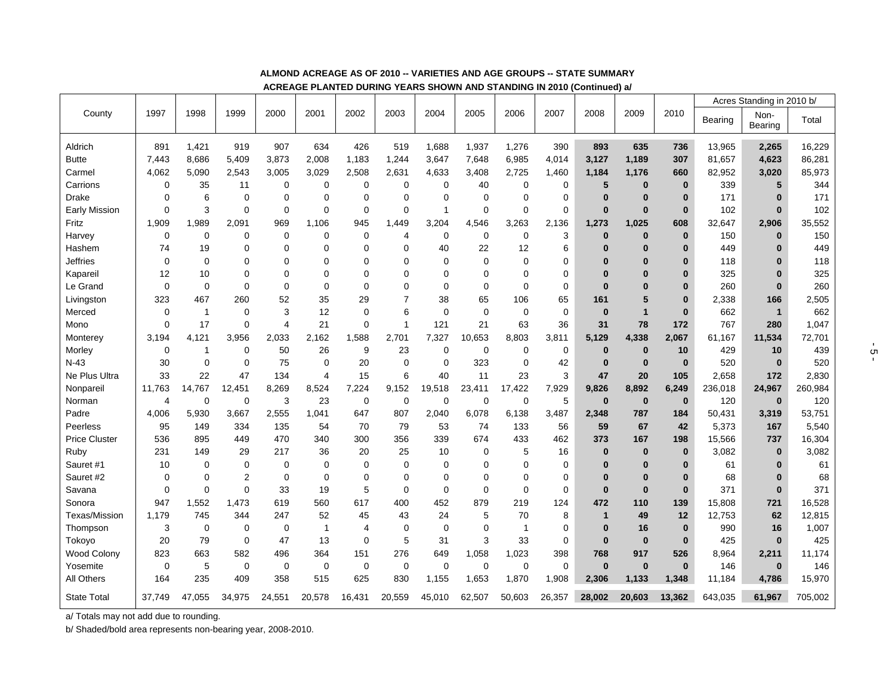**ALMOND ACREAGE AS OF 2010 -- VARIETIES AND AGE GROUPS -- STATE SUMMARY**

**ACREAGE PLANTED DURING YEARS SHOWN AND STANDING IN 2010 (Continued) a/**

| County | 1997 | 1998 | 1999 | 2000 | 2001 | 2002 | 2003 | 2004 | 2005 | 2006 | 2007 | 2008 | 2009 | 2010 | Acres Standing in 2010 b/ | | |
|---|---|---|---|---|---|---|---|---|---|---|---|---|---|---|---|---|---|
| | | | | | | | | | | | | | | | Bearing | Non-Bearing | Total |
| Aldrich | 891 | 1,421 | 919 | 907 | 634 | 426 | 519 | 1,688 | 1,937 | 1,276 | 390 | **893** | **635** | **736** | 13,965 | **2,265** | 16,229 |
| Butte | 7,443 | 8,686 | 5,409 | 3,873 | 2,008 | 1,183 | 1,244 | 3,647 | 7,648 | 6,985 | 4,014 | **3,127** | **1,189** | **307** | 81,657 | **4,623** | 86,281 |
| Carmel | 4,062 | 5,090 | 2,543 | 3,005 | 3,029 | 2,508 | 2,631 | 4,633 | 3,408 | 2,725 | 1,460 | **1,184** | **1,176** | **660** | 82,952 | **3,020** | 85,973 |
| Carrions | 0 | 35 | 11 | 0 | 0 | 0 | 0 | 0 | 40 | 0 | 0 | **5** | **0** | **0** | 339 | **5** | 344 |
| Drake | 0 | 6 | 0 | 0 | 0 | 0 | 0 | 0 | 0 | 0 | 0 | **0** | **0** | **0** | 171 | **0** | 171 |
| Early Mission | 0 | 3 | 0 | 0 | 0 | 0 | 0 | 1 | 0 | 0 | 0 | **0** | **0** | **0** | 102 | **0** | 102 |
| Fritz | 1,909 | 1,989 | 2,091 | 969 | 1,106 | 945 | 1,449 | 3,204 | 4,546 | 3,263 | 2,136 | **1,273** | **1,025** | **608** | 32,647 | **2,906** | 35,552 |
| Harvey | 0 | 0 | 0 | 0 | 0 | 0 | 4 | 0 | 0 | 0 | 3 | **0** | **0** | **0** | 150 | **0** | 150 |
| Hashem | 74 | 19 | 0 | 0 | 0 | 0 | 0 | 40 | 22 | 12 | 6 | **0** | **0** | **0** | 449 | **0** | 449 |
| Jeffries | 0 | 0 | 0 | 0 | 0 | 0 | 0 | 0 | 0 | 0 | 0 | **0** | **0** | **0** | 118 | **0** | 118 |
| Kapareil | 12 | 10 | 0 | 0 | 0 | 0 | 0 | 0 | 0 | 0 | 0 | **0** | **0** | **0** | 325 | **0** | 325 |
| Le Grand | 0 | 0 | 0 | 0 | 0 | 0 | 0 | 0 | 0 | 0 | 0 | **0** | **0** | **0** | 260 | **0** | 260 |
| Livingston | 323 | 467 | 260 | 52 | 35 | 29 | 7 | 38 | 65 | 106 | 65 | **161** | **5** | **0** | 2,338 | **166** | 2,505 |
| Merced | 0 | 1 | 0 | 3 | 12 | 0 | 6 | 0 | 0 | 0 | 0 | **0** | **1** | **0** | 662 | **1** | 662 |
| Mono | 0 | 17 | 0 | 4 | 21 | 0 | 1 | 121 | 21 | 63 | 36 | **31** | **78** | **172** | 767 | **280** | 1,047 |
| Monterey | 3,194 | 4,121 | 3,956 | 2,033 | 2,162 | 1,588 | 2,701 | 7,327 | 10,653 | 8,803 | 3,811 | **5,129** | **4,338** | **2,067** | 61,167 | **11,534** | 72,701 |
| Morley | 0 | 1 | 0 | 50 | 26 | 9 | 23 | 0 | 0 | 0 | 0 | **0** | **0** | **10** | 429 | **10** | 439 |
| N-43 | 30 | 0 | 0 | 75 | 0 | 20 | 0 | 0 | 323 | 0 | 42 | **0** | **0** | **0** | 520 | **0** | 520 |
| Ne Plus Ultra | 33 | 22 | 47 | 134 | 4 | 15 | 6 | 40 | 11 | 23 | 3 | **47** | **20** | **105** | 2,658 | **172** | 2,830 |
| Nonpareil | 11,763 | 14,767 | 12,451 | 8,269 | 8,524 | 7,224 | 9,152 | 19,518 | 23,411 | 17,422 | 7,929 | **9,826** | **8,892** | **6,249** | 236,018 | **24,967** | 260,984 |
| Norman | 4 | 0 | 0 | 3 | 23 | 0 | 0 | 0 | 0 | 0 | 5 | **0** | **0** | **0** | 120 | **0** | 120 |
| Padre | 4,006 | 5,930 | 3,667 | 2,555 | 1,041 | 647 | 807 | 2,040 | 6,078 | 6,138 | 3,487 | **2,348** | **787** | **184** | 50,431 | **3,319** | 53,751 |
| Peerless | 95 | 149 | 334 | 135 | 54 | 70 | 79 | 53 | 74 | 133 | 56 | **59** | **67** | **42** | 5,373 | **167** | 5,540 |
| Price Cluster | 536 | 895 | 449 | 470 | 340 | 300 | 356 | 339 | 674 | 433 | 462 | **373** | **167** | **198** | 15,566 | **737** | 16,304 |
| Ruby | 231 | 149 | 29 | 217 | 36 | 20 | 25 | 10 | 0 | 5 | 16 | **0** | **0** | **0** | 3,082 | **0** | 3,082 |
| Sauret #1 | 10 | 0 | 0 | 0 | 0 | 0 | 0 | 0 | 0 | 0 | 0 | **0** | **0** | **0** | 61 | **0** | 61 |
| Sauret #2 | 0 | 0 | 2 | 0 | 0 | 0 | 0 | 0 | 0 | 0 | 0 | **0** | **0** | **0** | 68 | **0** | 68 |
| Savana | 0 | 0 | 0 | 33 | 19 | 5 | 0 | 0 | 0 | 0 | 0 | **0** | **0** | **0** | 371 | **0** | 371 |
| Sonora | 947 | 1,552 | 1,473 | 619 | 560 | 617 | 400 | 452 | 879 | 219 | 124 | **472** | **110** | **139** | 15,808 | **721** | 16,528 |
| Texas/Mission | 1,179 | 745 | 344 | 247 | 52 | 45 | 43 | 24 | 5 | 70 | 8 | **1** | **49** | **12** | 12,753 | **62** | 12,815 |
| Thompson | 3 | 0 | 0 | 0 | 1 | 4 | 0 | 0 | 0 | 1 | 0 | **0** | **16** | **0** | 990 | **16** | 1,007 |
| Tokoyo | 20 | 79 | 0 | 47 | 13 | 0 | 5 | 31 | 3 | 33 | 0 | **0** | **0** | **0** | 425 | **0** | 425 |
| Wood Colony | 823 | 663 | 582 | 496 | 364 | 151 | 276 | 649 | 1,058 | 1,023 | 398 | **768** | **917** | **526** | 8,964 | **2,211** | 11,174 |
| Yosemite | 0 | 5 | 0 | 0 | 0 | 0 | 0 | 0 | 0 | 0 | 0 | **0** | **0** | **0** | 146 | **0** | 146 |
| All Others | 164 | 235 | 409 | 358 | 515 | 625 | 830 | 1,155 | 1,653 | 1,870 | 1,908 | **2,306** | **1,133** | **1,348** | 11,184 | **4,786** | 15,970 |
| State Total | 37,749 | 47,055 | 34,975 | 24,551 | 20,578 | 16,431 | 20,559 | 45,010 | 62,507 | 50,603 | 26,357 | **28,002** | **20,603** | **13,362** | 643,035 | **61,967** | 705,002 |

a/ Totals may not add due to rounding.

b/ Shaded/bold area represents non-bearing year, 2008-2010.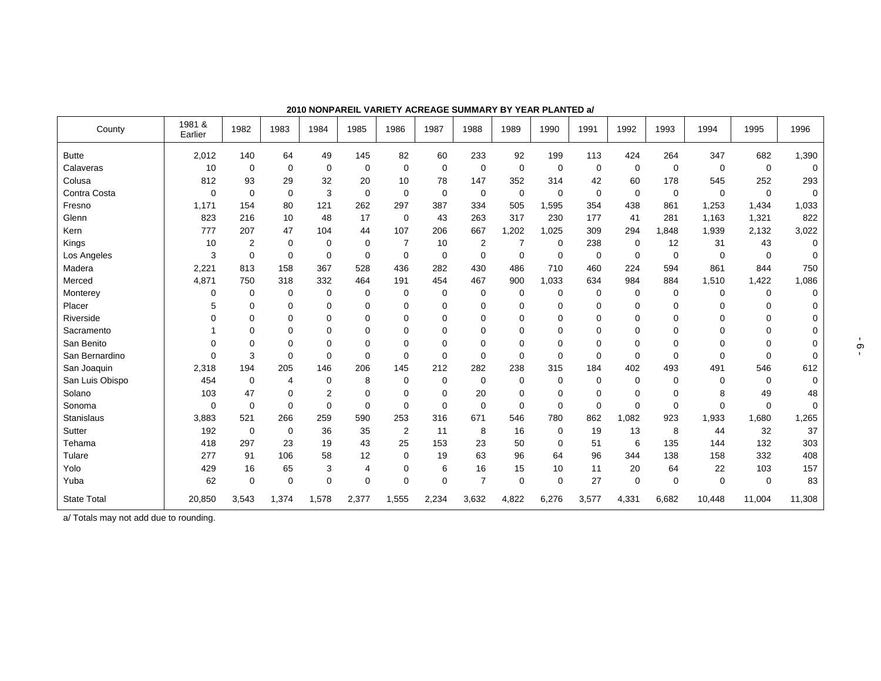**2010 NONPAREIL VARIETY ACREAGE SUMMARY BY YEAR PLANTED a/**

| County | 1981 & Earlier | 1982 | 1983 | 1984 | 1985 | 1986 | 1987 | 1988 | 1989 | 1990 | 1991 | 1992 | 1993 | 1994 | 1995 | 1996 |
|---|---|---|---|---|---|---|---|---|---|---|---|---|---|---|---|---|
| Butte | 2,012 | 140 | 64 | 49 | 145 | 82 | 60 | 233 | 92 | 199 | 113 | 424 | 264 | 347 | 682 | 1,390 |
| Calaveras | 10 | 0 | 0 | 0 | 0 | 0 | 0 | 0 | 0 | 0 | 0 | 0 | 0 | 0 | 0 | 0 |
| Colusa | 812 | 93 | 29 | 32 | 20 | 10 | 78 | 147 | 352 | 314 | 42 | 60 | 178 | 545 | 252 | 293 |
| Contra Costa | 0 | 0 | 0 | 3 | 0 | 0 | 0 | 0 | 0 | 0 | 0 | 0 | 0 | 0 | 0 | 0 |
| Fresno | 1,171 | 154 | 80 | 121 | 262 | 297 | 387 | 334 | 505 | 1,595 | 354 | 438 | 861 | 1,253 | 1,434 | 1,033 |
| Glenn | 823 | 216 | 10 | 48 | 17 | 0 | 43 | 263 | 317 | 230 | 177 | 41 | 281 | 1,163 | 1,321 | 822 |
| Kern | 777 | 207 | 47 | 104 | 44 | 107 | 206 | 667 | 1,202 | 1,025 | 309 | 294 | 1,848 | 1,939 | 2,132 | 3,022 |
| Kings | 10 | 2 | 0 | 0 | 0 | 7 | 10 | 2 | 7 | 0 | 238 | 0 | 12 | 31 | 43 | 0 |
| Los Angeles | 3 | 0 | 0 | 0 | 0 | 0 | 0 | 0 | 0 | 0 | 0 | 0 | 0 | 0 | 0 | 0 |
| Madera | 2,221 | 813 | 158 | 367 | 528 | 436 | 282 | 430 | 486 | 710 | 460 | 224 | 594 | 861 | 844 | 750 |
| Merced | 4,871 | 750 | 318 | 332 | 464 | 191 | 454 | 467 | 900 | 1,033 | 634 | 984 | 884 | 1,510 | 1,422 | 1,086 |
| Monterey | 0 | 0 | 0 | 0 | 0 | 0 | 0 | 0 | 0 | 0 | 0 | 0 | 0 | 0 | 0 | 0 |
| Placer | 5 | 0 | 0 | 0 | 0 | 0 | 0 | 0 | 0 | 0 | 0 | 0 | 0 | 0 | 0 | 0 |
| Riverside | 0 | 0 | 0 | 0 | 0 | 0 | 0 | 0 | 0 | 0 | 0 | 0 | 0 | 0 | 0 | 0 |
| Sacramento | 1 | 0 | 0 | 0 | 0 | 0 | 0 | 0 | 0 | 0 | 0 | 0 | 0 | 0 | 0 | 0 |
| San Benito | 0 | 0 | 0 | 0 | 0 | 0 | 0 | 0 | 0 | 0 | 0 | 0 | 0 | 0 | 0 | 0 |
| San Bernardino | 0 | 3 | 0 | 0 | 0 | 0 | 0 | 0 | 0 | 0 | 0 | 0 | 0 | 0 | 0 | 0 |
| San Joaquin | 2,318 | 194 | 205 | 146 | 206 | 145 | 212 | 282 | 238 | 315 | 184 | 402 | 493 | 491 | 546 | 612 |
| San Luis Obispo | 454 | 0 | 4 | 0 | 8 | 0 | 0 | 0 | 0 | 0 | 0 | 0 | 0 | 0 | 0 | 0 |
| Solano | 103 | 47 | 0 | 2 | 0 | 0 | 0 | 20 | 0 | 0 | 0 | 0 | 0 | 8 | 49 | 48 |
| Sonoma | 0 | 0 | 0 | 0 | 0 | 0 | 0 | 0 | 0 | 0 | 0 | 0 | 0 | 0 | 0 | 0 |
| Stanislaus | 3,883 | 521 | 266 | 259 | 590 | 253 | 316 | 671 | 546 | 780 | 862 | 1,082 | 923 | 1,933 | 1,680 | 1,265 |
| Sutter | 192 | 0 | 0 | 36 | 35 | 2 | 11 | 8 | 16 | 0 | 19 | 13 | 8 | 44 | 32 | 37 |
| Tehama | 418 | 297 | 23 | 19 | 43 | 25 | 153 | 23 | 50 | 0 | 51 | 6 | 135 | 144 | 132 | 303 |
| Tulare | 277 | 91 | 106 | 58 | 12 | 0 | 19 | 63 | 96 | 64 | 96 | 344 | 138 | 158 | 332 | 408 |
| Yolo | 429 | 16 | 65 | 3 | 4 | 0 | 6 | 16 | 15 | 10 | 11 | 20 | 64 | 22 | 103 | 157 |
| Yuba | 62 | 0 | 0 | 0 | 0 | 0 | 0 | 7 | 0 | 0 | 27 | 0 | 0 | 0 | 0 | 83 |
| State Total | 20,850 | 3,543 | 1,374 | 1,578 | 2,377 | 1,555 | 2,234 | 3,632 | 4,822 | 6,276 | 3,577 | 4,331 | 6,682 | 10,448 | 11,004 | 11,308 |

a/ Totals may not add due to rounding.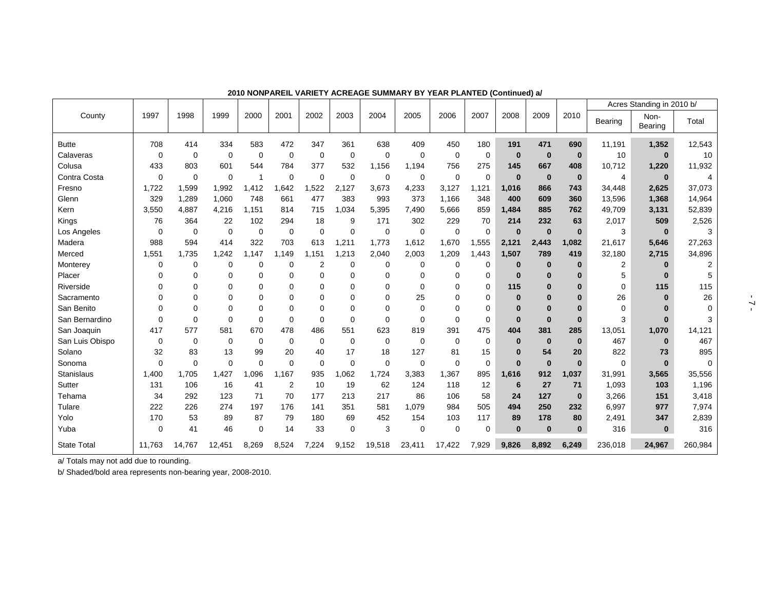**2010 NONPAREIL VARIETY ACREAGE SUMMARY BY YEAR PLANTED (Continued) a/**

| County | 1997 | 1998 | 1999 | 2000 | 2001 | 2002 | 2003 | 2004 | 2005 | 2006 | 2007 | 2008 | 2009 | 2010 | Acres Standing in 2010 b/ | | |
|---|---|---|---|---|---|---|---|---|---|---|---|---|---|---|---|---|---|
| | | | | | | | | | | | | | | | Bearing | Non-Bearing | Total |
| Butte | 708 | 414 | 334 | 583 | 472 | 347 | 361 | 638 | 409 | 450 | 180 | **191** | **471** | **690** | 11,191 | **1,352** | 12,543 |
| Calaveras | 0 | 0 | 0 | 0 | 0 | 0 | 0 | 0 | 0 | 0 | 0 | **0** | **0** | **0** | 10 | **0** | 10 |
| Colusa | 433 | 803 | 601 | 544 | 784 | 377 | 532 | 1,156 | 1,194 | 756 | 275 | **145** | **667** | **408** | 10,712 | **1,220** | 11,932 |
| Contra Costa | 0 | 0 | 0 | 1 | 0 | 0 | 0 | 0 | 0 | 0 | 0 | **0** | **0** | **0** | 4 | **0** | 4 |
| Fresno | 1,722 | 1,599 | 1,992 | 1,412 | 1,642 | 1,522 | 2,127 | 3,673 | 4,233 | 3,127 | 1,121 | **1,016** | **866** | **743** | 34,448 | **2,625** | 37,073 |
| Glenn | 329 | 1,289 | 1,060 | 748 | 661 | 477 | 383 | 993 | 373 | 1,166 | 348 | **400** | **609** | **360** | 13,596 | **1,368** | 14,964 |
| Kern | 3,550 | 4,887 | 4,216 | 1,151 | 814 | 715 | 1,034 | 5,395 | 7,490 | 5,666 | 859 | **1,484** | **885** | **762** | 49,709 | **3,131** | 52,839 |
| Kings | 76 | 364 | 22 | 102 | 294 | 18 | 9 | 171 | 302 | 229 | 70 | **214** | **232** | **63** | 2,017 | **509** | 2,526 |
| Los Angeles | 0 | 0 | 0 | 0 | 0 | 0 | 0 | 0 | 0 | 0 | 0 | **0** | **0** | **0** | 3 | **0** | 3 |
| Madera | 988 | 594 | 414 | 322 | 703 | 613 | 1,211 | 1,773 | 1,612 | 1,670 | 1,555 | **2,121** | **2,443** | **1,082** | 21,617 | **5,646** | 27,263 |
| Merced | 1,551 | 1,735 | 1,242 | 1,147 | 1,149 | 1,151 | 1,213 | 2,040 | 2,003 | 1,209 | 1,443 | **1,507** | **789** | **419** | 32,180 | **2,715** | 34,896 |
| Monterey | 0 | 0 | 0 | 0 | 0 | 2 | 0 | 0 | 0 | 0 | 0 | **0** | **0** | **0** | 2 | **0** | 2 |
| Placer | 0 | 0 | 0 | 0 | 0 | 0 | 0 | 0 | 0 | 0 | 0 | **0** | **0** | **0** | 5 | **0** | 5 |
| Riverside | 0 | 0 | 0 | 0 | 0 | 0 | 0 | 0 | 0 | 0 | 0 | **115** | **0** | **0** | 0 | **115** | 115 |
| Sacramento | 0 | 0 | 0 | 0 | 0 | 0 | 0 | 0 | 25 | 0 | 0 | **0** | **0** | **0** | 26 | **0** | 26 |
| San Benito | 0 | 0 | 0 | 0 | 0 | 0 | 0 | 0 | 0 | 0 | 0 | **0** | **0** | **0** | 0 | **0** | 0 |
| San Bernardino | 0 | 0 | 0 | 0 | 0 | 0 | 0 | 0 | 0 | 0 | 0 | **0** | **0** | **0** | 3 | **0** | 3 |
| San Joaquin | 417 | 577 | 581 | 670 | 478 | 486 | 551 | 623 | 819 | 391 | 475 | **404** | **381** | **285** | 13,051 | **1,070** | 14,121 |
| San Luis Obispo | 0 | 0 | 0 | 0 | 0 | 0 | 0 | 0 | 0 | 0 | 0 | **0** | **0** | **0** | 467 | **0** | 467 |
| Solano | 32 | 83 | 13 | 99 | 20 | 40 | 17 | 18 | 127 | 81 | 15 | **0** | **54** | **20** | 822 | **73** | 895 |
| Sonoma | 0 | 0 | 0 | 0 | 0 | 0 | 0 | 0 | 0 | 0 | 0 | **0** | **0** | **0** | 0 | **0** | 0 |
| Stanislaus | 1,400 | 1,705 | 1,427 | 1,096 | 1,167 | 935 | 1,062 | 1,724 | 3,383 | 1,367 | 895 | **1,616** | **912** | **1,037** | 31,991 | **3,565** | 35,556 |
| Sutter | 131 | 106 | 16 | 41 | 2 | 10 | 19 | 62 | 124 | 118 | 12 | **6** | **27** | **71** | 1,093 | **103** | 1,196 |
| Tehama | 34 | 292 | 123 | 71 | 70 | 177 | 213 | 217 | 86 | 106 | 58 | **24** | **127** | **0** | 3,266 | **151** | 3,418 |
| Tulare | 222 | 226 | 274 | 197 | 176 | 141 | 351 | 581 | 1,079 | 984 | 505 | **494** | **250** | **232** | 6,997 | **977** | 7,974 |
| Yolo | 170 | 53 | 89 | 87 | 79 | 180 | 69 | 452 | 154 | 103 | 117 | **89** | **178** | **80** | 2,491 | **347** | 2,839 |
| Yuba | 0 | 41 | 46 | 0 | 14 | 33 | 0 | 3 | 0 | 0 | 0 | **0** | **0** | **0** | 316 | **0** | 316 |
| State Total | 11,763 | 14,767 | 12,451 | 8,269 | 8,524 | 7,224 | 9,152 | 19,518 | 23,411 | 17,422 | 7,929 | **9,826** | **8,892** | **6,249** | 236,018 | **24,967** | 260,984 |

a/ Totals may not add due to rounding.

b/ Shaded/bold area represents non-bearing year, 2008-2010.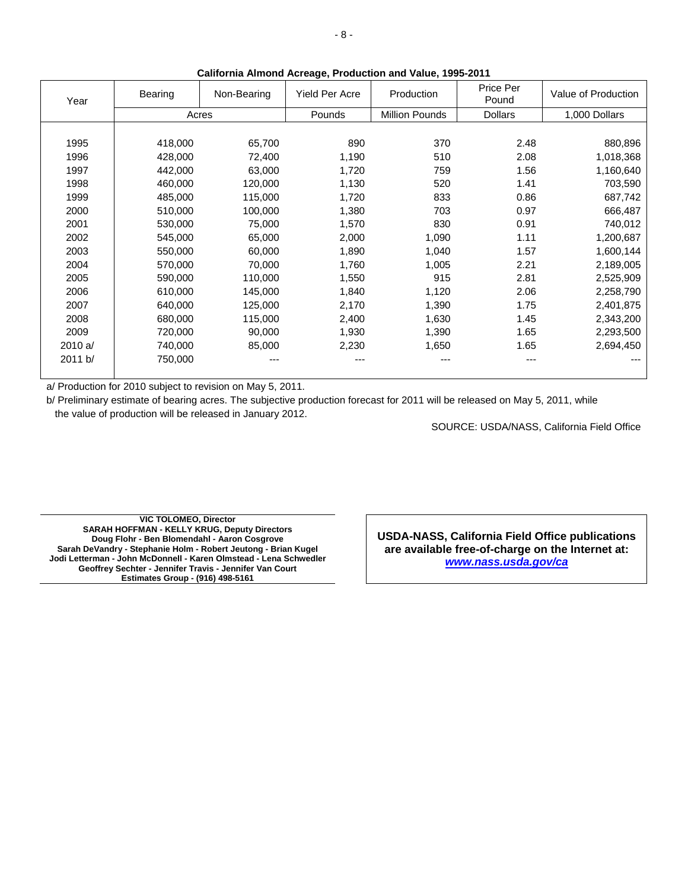**California Almond Acreage, Production and Value, 1995-2011**

| Year | Bearing | Non-Bearing | Yield Per Acre | Production | Price Per Pound | Value of Production |
|---|---|---|---|---|---|---|
| | Acres | | Pounds | Million Pounds | Dollars | 1,000 Dollars |
| 1995 | 418,000 | 65,700 | 890 | 370 | 2.48 | 880,896 |
| 1996 | 428,000 | 72,400 | 1,190 | 510 | 2.08 | 1,018,368 |
| 1997 | 442,000 | 63,000 | 1,720 | 759 | 1.56 | 1,160,640 |
| 1998 | 460,000 | 120,000 | 1,130 | 520 | 1.41 | 703,590 |
| 1999 | 485,000 | 115,000 | 1,720 | 833 | 0.86 | 687,742 |
| 2000 | 510,000 | 100,000 | 1,380 | 703 | 0.97 | 666,487 |
| 2001 | 530,000 | 75,000 | 1,570 | 830 | 0.91 | 740,012 |
| 2002 | 545,000 | 65,000 | 2,000 | 1,090 | 1.11 | 1,200,687 |
| 2003 | 550,000 | 60,000 | 1,890 | 1,040 | 1.57 | 1,600,144 |
| 2004 | 570,000 | 70,000 | 1,760 | 1,005 | 2.21 | 2,189,005 |
| 2005 | 590,000 | 110,000 | 1,550 | 915 | 2.81 | 2,525,909 |
| 2006 | 610,000 | 145,000 | 1,840 | 1,120 | 2.06 | 2,258,790 |
| 2007 | 640,000 | 125,000 | 2,170 | 1,390 | 1.75 | 2,401,875 |
| 2008 | 680,000 | 115,000 | 2,400 | 1,630 | 1.45 | 2,343,200 |
| 2009 | 720,000 | 90,000 | 1,930 | 1,390 | 1.65 | 2,293,500 |
| 2010 a/ | 740,000 | 85,000 | 2,230 | 1,650 | 1.65 | 2,694,450 |
| 2011 b/ | 750,000 | --- | --- | --- | --- | --- |

a/ Production for 2010 subject to revision on May 5, 2011.

b/ Preliminary estimate of bearing acres. The subjective production forecast for 2011 will be released on May 5, 2011, while the value of production will be released in January 2012.

SOURCE: USDA/NASS, California Field Office

**VIC TOLOMEO, Director**
**SARAH HOFFMAN - KELLY KRUG, Deputy Directors**
**Doug Flohr - Ben Blomendahl - Aaron Cosgrove**
**Sarah DeVandry - Stephanie Holm - Robert Jeutong - Brian Kugel**
**Jodi Letterman - John McDonnell - Karen Olmstead - Lena Schwedler**
**Geoffrey Sechter - Jennifer Travis - Jennifer Van Court**
**Estimates Group - (916) 498-5161**

**USDA-NASS, California Field Office publications are available free-of-charge on the Internet at:** ***www.nass.usda.gov/ca***